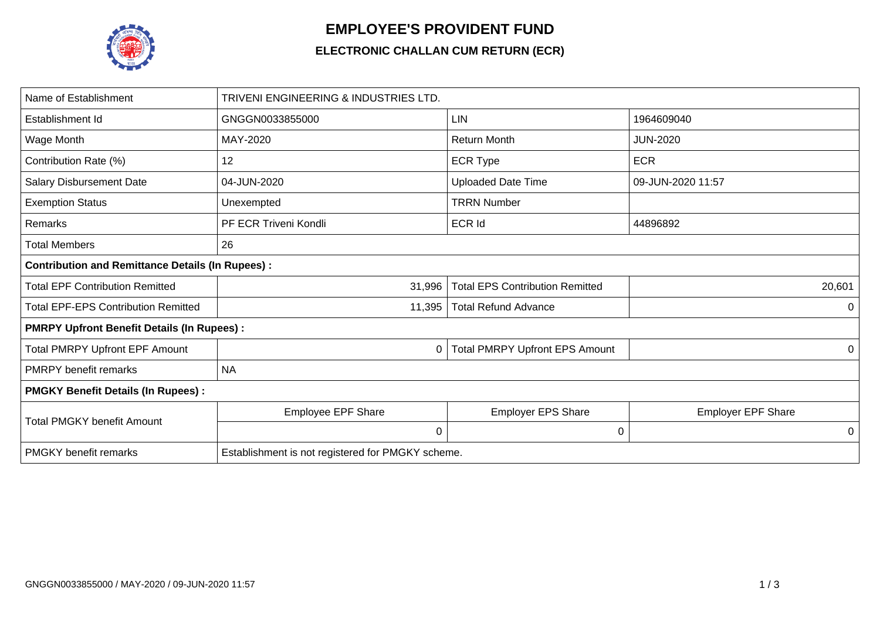# EMPLOYEE'S PROVIDENT FUND

## ELECTRONIC CHALLAN CUM RETURN (ECR)

| Name of Establishment | TRIVENI ENGINEERING & INDUSTRIES LTD. | | |
|---|---|---|---|
| Establishment Id | GNGGN0033855000 | LIN | 1964609040 |
| Wage Month | MAY-2020 | Return Month | JUN-2020 |
| Contribution Rate (%) | 12 | ECR Type | ECR |
| Salary Disbursement Date | 04-JUN-2020 | Uploaded Date Time | 09-JUN-2020 11:57 |
| Exemption Status | Unexempted | TRRN Number | |
| Remarks | PF ECR Triveni Kondli | ECR Id | 44896892 |
| Total Members | 26 | | |
| **Contribution and Remittance Details (In Rupees) :** | | | |
| Total EPF Contribution Remitted | 31,996 | Total EPS Contribution Remitted | 20,601 |
| Total EPF-EPS Contribution Remitted | 11,395 | Total Refund Advance | 0 |
| **PMRPY Upfront Benefit Details (In Rupees) :** | | | |
| Total PMRPY Upfront EPF Amount | 0 | Total PMRPY Upfront EPS Amount | 0 |
| PMRPY benefit remarks | NA | | |
| **PMGKY Benefit Details (In Rupees) :** | | | |
| Total PMGKY benefit Amount | Employee EPF Share | Employer EPS Share | Employer EPF Share |
| | 0 | 0 | 0 |
| PMGKY benefit remarks | Establishment is not registered for PMGKY scheme. | | |

GNGGN0033855000 / MAY-2020 / 09-JUN-2020 11:57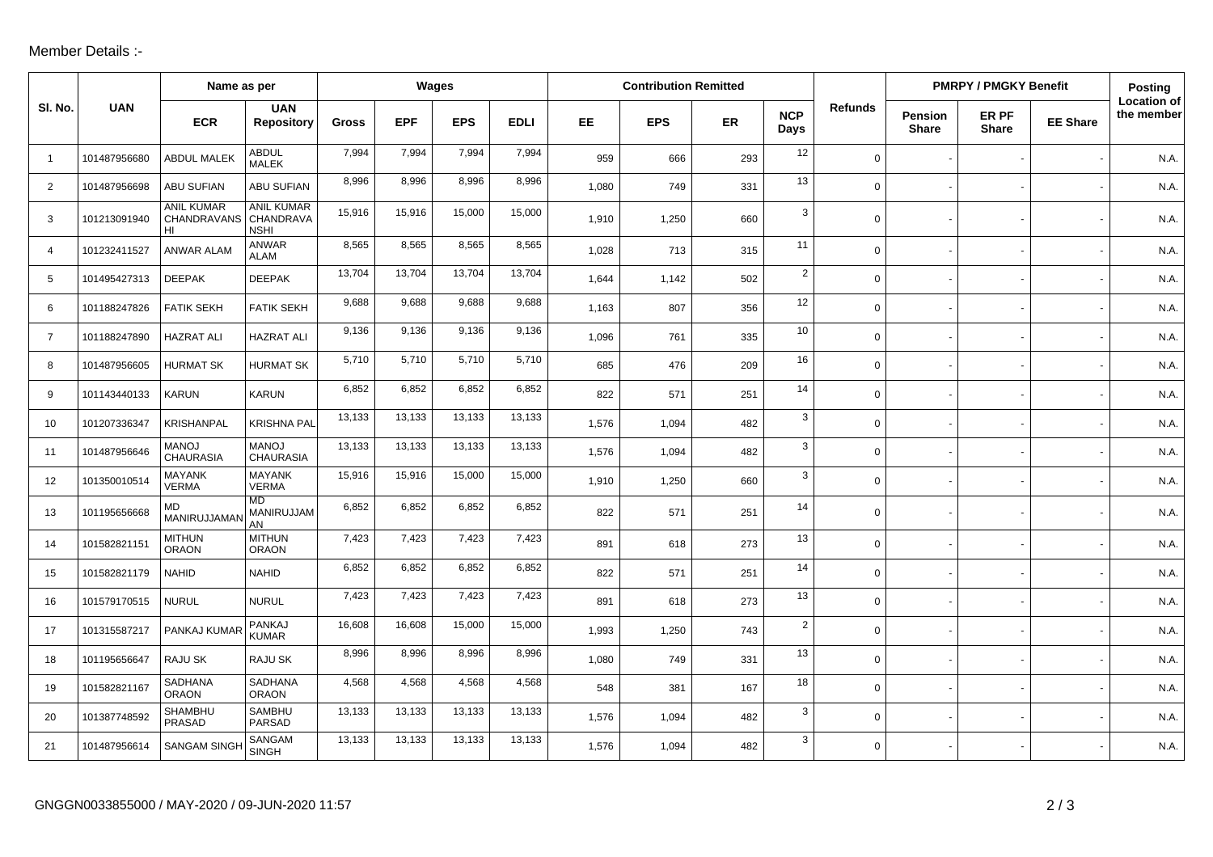Member Details :-

| Sl. No. | UAN | Name as per | | Wages | | | | Contribution Remitted | | | | Refunds | PMRPY / PMGKY Benefit | | | Posting Location of the member |
|---|---|---|---|---|---|---|---|---|---|---|---|---|---|---|---|---|
| | | ECR | UAN Repository | Gross | EPF | EPS | EDLI | EE | EPS | ER | NCP Days | | Pension Share | ER PF Share | EE Share | |
| 1 | 101487956680 | ABDUL MALEK | ABDUL MALEK | 7,994 | 7,994 | 7,994 | 7,994 | 959 | 666 | 293 | 12 | 0 | - | - | - | N.A. |
| 2 | 101487956698 | ABU SUFIAN | ABU SUFIAN | 8,996 | 8,996 | 8,996 | 8,996 | 1,080 | 749 | 331 | 13 | 0 | - | - | - | N.A. |
| 3 | 101213091940 | ANIL KUMAR CHANDRAVANSHI | ANIL KUMAR CHANDRAVANSHI | 15,916 | 15,916 | 15,000 | 15,000 | 1,910 | 1,250 | 660 | 3 | 0 | - | - | - | N.A. |
| 4 | 101232411527 | ANWAR ALAM | ANWAR ALAM | 8,565 | 8,565 | 8,565 | 8,565 | 1,028 | 713 | 315 | 11 | 0 | - | - | - | N.A. |
| 5 | 101495427313 | DEEPAK | DEEPAK | 13,704 | 13,704 | 13,704 | 13,704 | 1,644 | 1,142 | 502 | 2 | 0 | - | - | - | N.A. |
| 6 | 101188247826 | FATIK SEKH | FATIK SEKH | 9,688 | 9,688 | 9,688 | 9,688 | 1,163 | 807 | 356 | 12 | 0 | - | - | - | N.A. |
| 7 | 101188247890 | HAZRAT ALI | HAZRAT ALI | 9,136 | 9,136 | 9,136 | 9,136 | 1,096 | 761 | 335 | 10 | 0 | - | - | - | N.A. |
| 8 | 101487956605 | HURMAT SK | HURMAT SK | 5,710 | 5,710 | 5,710 | 5,710 | 685 | 476 | 209 | 16 | 0 | - | - | - | N.A. |
| 9 | 101143440133 | KARUN | KARUN | 6,852 | 6,852 | 6,852 | 6,852 | 822 | 571 | 251 | 14 | 0 | - | - | - | N.A. |
| 10 | 101207336347 | KRISHANPAL | KRISHNA PAL | 13,133 | 13,133 | 13,133 | 13,133 | 1,576 | 1,094 | 482 | 3 | 0 | - | - | - | N.A. |
| 11 | 101487956646 | MANOJ CHAURASIA | MANOJ CHAURASIA | 13,133 | 13,133 | 13,133 | 13,133 | 1,576 | 1,094 | 482 | 3 | 0 | - | - | - | N.A. |
| 12 | 101350010514 | MAYANK VERMA | MAYANK VERMA | 15,916 | 15,916 | 15,000 | 15,000 | 1,910 | 1,250 | 660 | 3 | 0 | - | - | - | N.A. |
| 13 | 101195656668 | MD MANIRUJJAMAN | MD MANIRUJJAMAN | 6,852 | 6,852 | 6,852 | 6,852 | 822 | 571 | 251 | 14 | 0 | - | - | - | N.A. |
| 14 | 101582821151 | MITHUN ORAON | MITHUN ORAON | 7,423 | 7,423 | 7,423 | 7,423 | 891 | 618 | 273 | 13 | 0 | - | - | - | N.A. |
| 15 | 101582821179 | NAHID | NAHID | 6,852 | 6,852 | 6,852 | 6,852 | 822 | 571 | 251 | 14 | 0 | - | - | - | N.A. |
| 16 | 101579170515 | NURUL | NURUL | 7,423 | 7,423 | 7,423 | 7,423 | 891 | 618 | 273 | 13 | 0 | - | - | - | N.A. |
| 17 | 101315587217 | PANKAJ KUMAR | PANKAJ KUMAR | 16,608 | 16,608 | 15,000 | 15,000 | 1,993 | 1,250 | 743 | 2 | 0 | - | - | - | N.A. |
| 18 | 101195656647 | RAJU SK | RAJU SK | 8,996 | 8,996 | 8,996 | 8,996 | 1,080 | 749 | 331 | 13 | 0 | - | - | - | N.A. |
| 19 | 101582821167 | SADHANA ORAON | SADHANA ORAON | 4,568 | 4,568 | 4,568 | 4,568 | 548 | 381 | 167 | 18 | 0 | - | - | - | N.A. |
| 20 | 101387748592 | SHAMBHU PRASAD | SAMBHU PARSAD | 13,133 | 13,133 | 13,133 | 13,133 | 1,576 | 1,094 | 482 | 3 | 0 | - | - | - | N.A. |
| 21 | 101487956614 | SANGAM SINGH | SANGAM SINGH | 13,133 | 13,133 | 13,133 | 13,133 | 1,576 | 1,094 | 482 | 3 | 0 | - | - | - | N.A. |

GNGGN0033855000 / MAY-2020 / 09-JUN-2020 11:57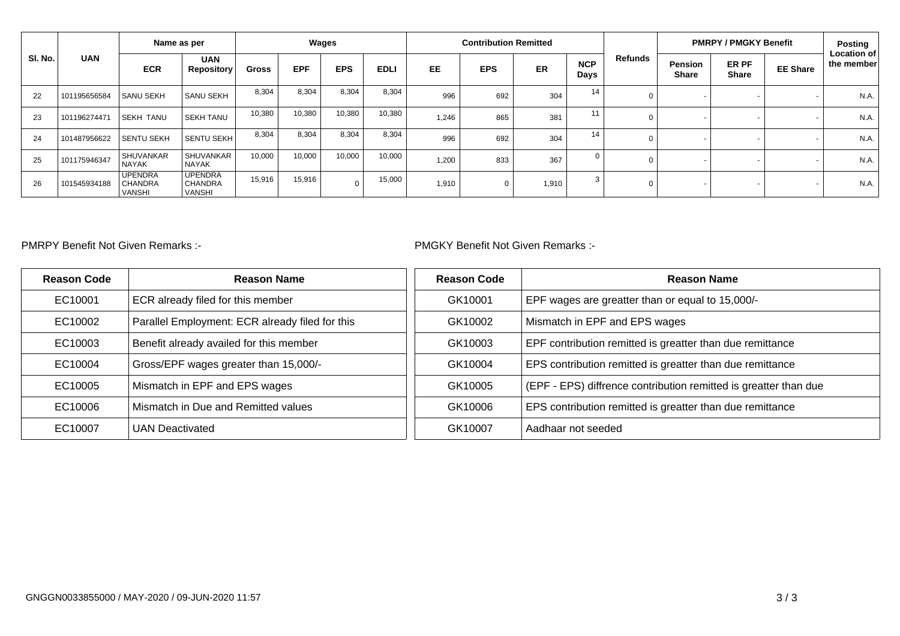| Sl. No. | UAN | Name as per | | Wages | | | | Contribution Remitted | | | | Refunds | PMRPY / PMGKY Benefit | | | Posting Location of the member |
|---|---|---|---|---|---|---|---|---|---|---|---|---|---|---|---|---|
| | | ECR | UAN Repository | Gross | EPF | EPS | EDLI | EE | EPS | ER | NCP Days | | Pension Share | ER PF Share | EE Share | |
| 22 | 101195656584 | SANU SEKH | SANU SEKH | 8,304 | 8,304 | 8,304 | 8,304 | 996 | 692 | 304 | 14 | 0 | - | - | - | N.A. |
| 23 | 101196274471 | SEKH TANU | SEKH TANU | 10,380 | 10,380 | 10,380 | 10,380 | 1,246 | 865 | 381 | 11 | 0 | - | - | - | N.A. |
| 24 | 101487956622 | SENTU SEKH | SENTU SEKH | 8,304 | 8,304 | 8,304 | 8,304 | 996 | 692 | 304 | 14 | 0 | - | - | - | N.A. |
| 25 | 101175946347 | SHUVANKAR NAYAK | SHUVANKAR NAYAK | 10,000 | 10,000 | 10,000 | 10,000 | 1,200 | 833 | 367 | 0 | 0 | - | - | - | N.A. |
| 26 | 101545934188 | UPENDRA CHANDRA VANSHI | UPENDRA CHANDRA VANSHI | 15,916 | 15,916 | 0 | 15,000 | 1,910 | 0 | 1,910 | 3 | 0 | - | - | - | N.A. |

PMRPY Benefit Not Given Remarks :-

| Reason Code | Reason Name |
|---|---|
| EC10001 | ECR already filed for this member |
| EC10002 | Parallel Employment: ECR already filed for this |
| EC10003 | Benefit already availed for this member |
| EC10004 | Gross/EPF wages greater than 15,000/- |
| EC10005 | Mismatch in EPF and EPS wages |
| EC10006 | Mismatch in Due and Remitted values |
| EC10007 | UAN Deactivated |

PMGKY Benefit Not Given Remarks :-

| Reason Code | Reason Name |
|---|---|
| GK10001 | EPF wages are greatter than or equal to 15,000/- |
| GK10002 | Mismatch in EPF and EPS wages |
| GK10003 | EPF contribution remitted is greatter than due remittance |
| GK10004 | EPS contribution remitted is greatter than due remittance |
| GK10005 | (EPF - EPS) diffrence contribution remitted is greatter than due |
| GK10006 | EPS contribution remitted is greatter than due remittance |
| GK10007 | Aadhaar not seeded |

GNGGN0033855000 / MAY-2020 / 09-JUN-2020 11:57